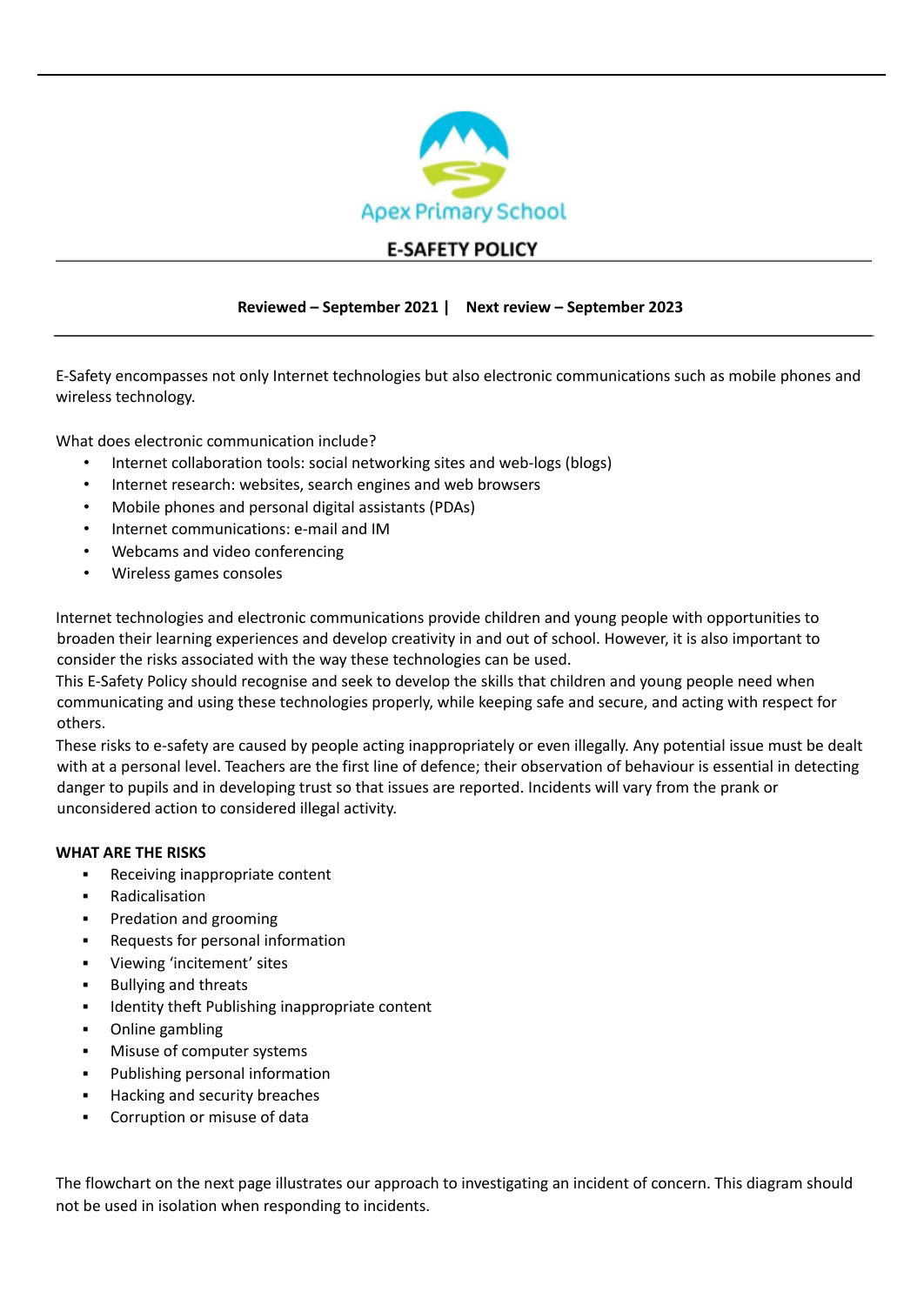Apex Primary School

# E-SAFETY POLICY

**Reviewed – September 2021 | Next review – September 2023**

E-Safety encompasses not only Internet technologies but also electronic communications such as mobile phones and wireless technology.

What does electronic communication include?

- Internet collaboration tools: social networking sites and web-logs (blogs)
- Internet research: websites, search engines and web browsers
- Mobile phones and personal digital assistants (PDAs)
- Internet communications: e-mail and IM
- Webcams and video conferencing
- Wireless games consoles

Internet technologies and electronic communications provide children and young people with opportunities to broaden their learning experiences and develop creativity in and out of school. However, it is also important to consider the risks associated with the way these technologies can be used.

This E-Safety Policy should recognise and seek to develop the skills that children and young people need when communicating and using these technologies properly, while keeping safe and secure, and acting with respect for others.

These risks to e-safety are caused by people acting inappropriately or even illegally. Any potential issue must be dealt with at a personal level. Teachers are the first line of defence; their observation of behaviour is essential in detecting danger to pupils and in developing trust so that issues are reported. Incidents will vary from the prank or unconsidered action to considered illegal activity.

**WHAT ARE THE RISKS**

- Receiving inappropriate content
- Radicalisation
- Predation and grooming
- Requests for personal information
- Viewing 'incitement' sites
- Bullying and threats
- Identity theft Publishing inappropriate content
- Online gambling
- Misuse of computer systems
- Publishing personal information
- Hacking and security breaches
- Corruption or misuse of data

The flowchart on the next page illustrates our approach to investigating an incident of concern. This diagram should not be used in isolation when responding to incidents.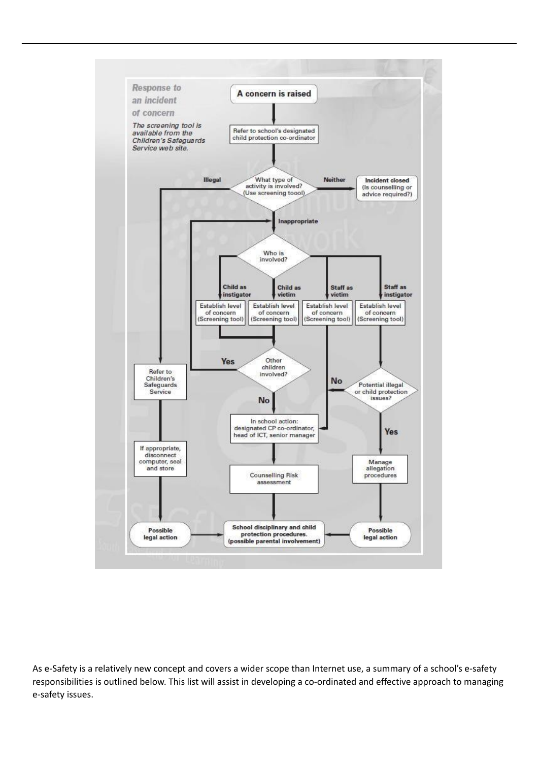**Response to an incident of concern**

*The screening tool is available from the Children's Safeguards Service web site.*

**A concern is raised**

Refer to school's designated child protection co-ordinator

What type of activity is involved? (Use screening toool)

- **Illegal** → Refer to Children's Safeguards Service → If appropriate, disconnect computer, seal and store → **Possible legal action** → **School disciplinary and child protection procedures. (possible parental involvement)**
- **Neither** → **Incident closed** (Is counselling or advice required?)
- **Inappropriate** → Who is involved?
  - **Child as instigator** → Establish level of concern (Screening tool) → Other children involved?
  - **Child as victim** → Establish level of concern (Screening tool) → Other children involved?
    - **Yes** → return to "Who is involved?"
    - **No** → In school action: designated CP co-ordinator, head of ICT, senior manager → Counselling Risk assessment → **School disciplinary and child protection procedures. (possible parental involvement)**
  - **Staff as victim** → Establish level of concern (Screening tool) → In school action: designated CP co-ordinator, head of ICT, senior manager
  - **Staff as instigator** → Establish level of concern (Screening tool) → Potential illegal or child protection issues?
    - **No** → In school action: designated CP co-ordinator, head of ICT, senior manager
    - **Yes** → Manage allegation procedures → **Possible legal action** → **School disciplinary and child protection procedures. (possible parental involvement)**

As e-Safety is a relatively new concept and covers a wider scope than Internet use, a summary of a school's e-safety responsibilities is outlined below. This list will assist in developing a co-ordinated and effective approach to managing e-safety issues.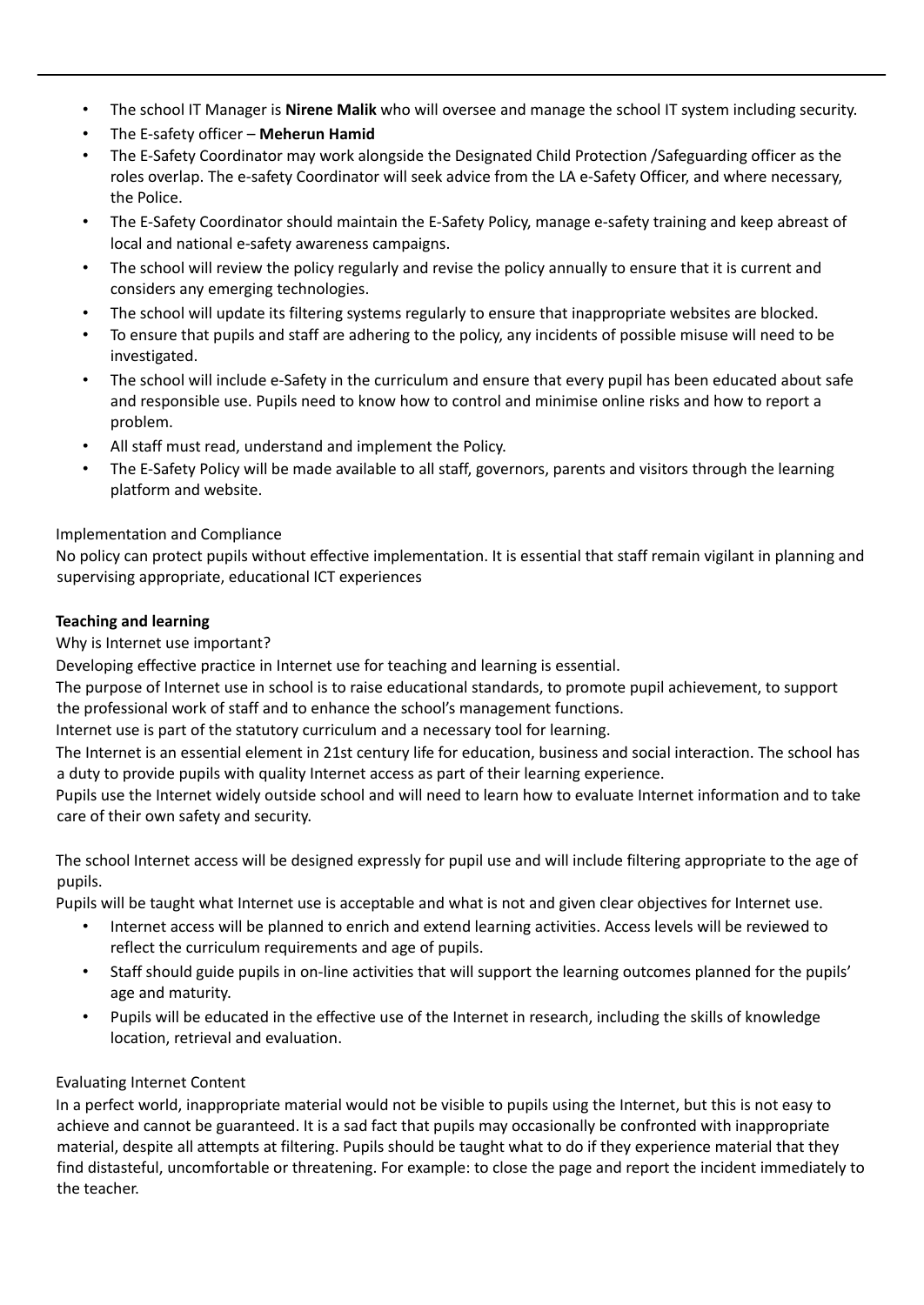- The school IT Manager is **Nirene Malik** who will oversee and manage the school IT system including security.
- The E-safety officer – **Meherun Hamid**
- The E-Safety Coordinator may work alongside the Designated Child Protection /Safeguarding officer as the roles overlap. The e-safety Coordinator will seek advice from the LA e-Safety Officer, and where necessary, the Police.
- The E-Safety Coordinator should maintain the E-Safety Policy, manage e-safety training and keep abreast of local and national e-safety awareness campaigns.
- The school will review the policy regularly and revise the policy annually to ensure that it is current and considers any emerging technologies.
- The school will update its filtering systems regularly to ensure that inappropriate websites are blocked.
- To ensure that pupils and staff are adhering to the policy, any incidents of possible misuse will need to be investigated.
- The school will include e-Safety in the curriculum and ensure that every pupil has been educated about safe and responsible use. Pupils need to know how to control and minimise online risks and how to report a problem.
- All staff must read, understand and implement the Policy.
- The E-Safety Policy will be made available to all staff, governors, parents and visitors through the learning platform and website.

Implementation and Compliance

No policy can protect pupils without effective implementation. It is essential that staff remain vigilant in planning and supervising appropriate, educational ICT experiences

**Teaching and learning**

Why is Internet use important?

Developing effective practice in Internet use for teaching and learning is essential.

The purpose of Internet use in school is to raise educational standards, to promote pupil achievement, to support the professional work of staff and to enhance the school's management functions.

Internet use is part of the statutory curriculum and a necessary tool for learning.

The Internet is an essential element in 21st century life for education, business and social interaction. The school has a duty to provide pupils with quality Internet access as part of their learning experience.

Pupils use the Internet widely outside school and will need to learn how to evaluate Internet information and to take care of their own safety and security.

The school Internet access will be designed expressly for pupil use and will include filtering appropriate to the age of pupils.

Pupils will be taught what Internet use is acceptable and what is not and given clear objectives for Internet use.

- Internet access will be planned to enrich and extend learning activities. Access levels will be reviewed to reflect the curriculum requirements and age of pupils.
- Staff should guide pupils in on-line activities that will support the learning outcomes planned for the pupils' age and maturity.
- Pupils will be educated in the effective use of the Internet in research, including the skills of knowledge location, retrieval and evaluation.

Evaluating Internet Content

In a perfect world, inappropriate material would not be visible to pupils using the Internet, but this is not easy to achieve and cannot be guaranteed. It is a sad fact that pupils may occasionally be confronted with inappropriate material, despite all attempts at filtering. Pupils should be taught what to do if they experience material that they find distasteful, uncomfortable or threatening. For example: to close the page and report the incident immediately to the teacher.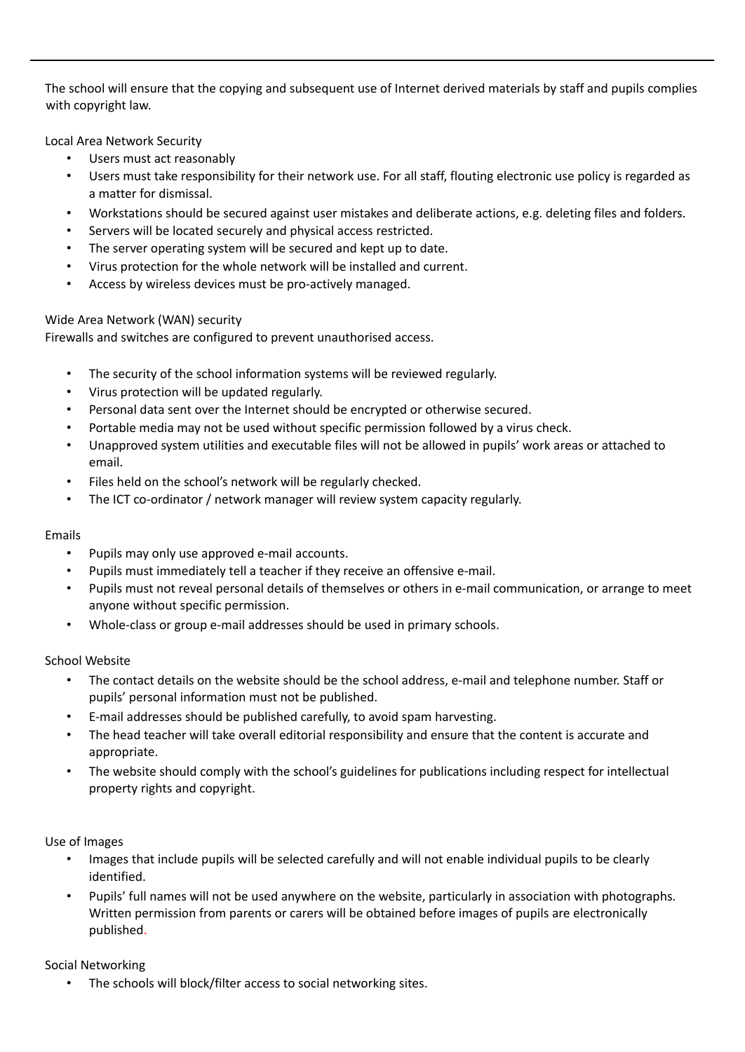The school will ensure that the copying and subsequent use of Internet derived materials by staff and pupils complies with copyright law.

## Local Area Network Security

- Users must act reasonably
- Users must take responsibility for their network use. For all staff, flouting electronic use policy is regarded as a matter for dismissal.
- Workstations should be secured against user mistakes and deliberate actions, e.g. deleting files and folders.
- Servers will be located securely and physical access restricted.
- The server operating system will be secured and kept up to date.
- Virus protection for the whole network will be installed and current.
- Access by wireless devices must be pro-actively managed.

## Wide Area Network (WAN) security

Firewalls and switches are configured to prevent unauthorised access.

- The security of the school information systems will be reviewed regularly.
- Virus protection will be updated regularly.
- Personal data sent over the Internet should be encrypted or otherwise secured.
- Portable media may not be used without specific permission followed by a virus check.
- Unapproved system utilities and executable files will not be allowed in pupils' work areas or attached to email.
- Files held on the school's network will be regularly checked.
- The ICT co-ordinator / network manager will review system capacity regularly.

## Emails

- Pupils may only use approved e-mail accounts.
- Pupils must immediately tell a teacher if they receive an offensive e-mail.
- Pupils must not reveal personal details of themselves or others in e-mail communication, or arrange to meet anyone without specific permission.
- Whole-class or group e-mail addresses should be used in primary schools.

## School Website

- The contact details on the website should be the school address, e-mail and telephone number. Staff or pupils' personal information must not be published.
- E-mail addresses should be published carefully, to avoid spam harvesting.
- The head teacher will take overall editorial responsibility and ensure that the content is accurate and appropriate.
- The website should comply with the school's guidelines for publications including respect for intellectual property rights and copyright.

## Use of Images

- Images that include pupils will be selected carefully and will not enable individual pupils to be clearly identified.
- Pupils' full names will not be used anywhere on the website, particularly in association with photographs. Written permission from parents or carers will be obtained before images of pupils are electronically published.

## Social Networking

- The schools will block/filter access to social networking sites.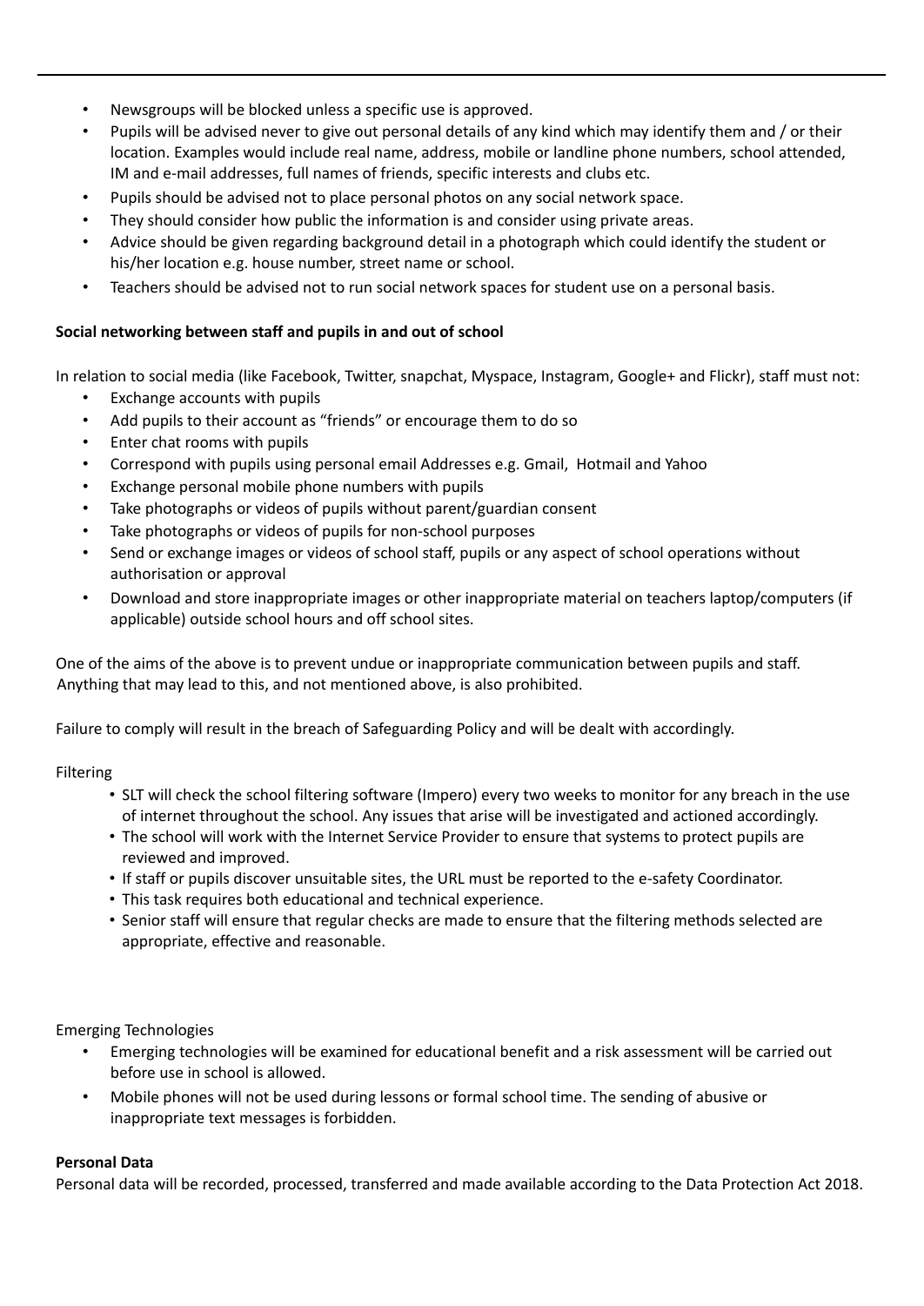- Newsgroups will be blocked unless a specific use is approved.
- Pupils will be advised never to give out personal details of any kind which may identify them and / or their location. Examples would include real name, address, mobile or landline phone numbers, school attended, IM and e-mail addresses, full names of friends, specific interests and clubs etc.
- Pupils should be advised not to place personal photos on any social network space.
- They should consider how public the information is and consider using private areas.
- Advice should be given regarding background detail in a photograph which could identify the student or his/her location e.g. house number, street name or school.
- Teachers should be advised not to run social network spaces for student use on a personal basis.

**Social networking between staff and pupils in and out of school**

In relation to social media (like Facebook, Twitter, snapchat, Myspace, Instagram, Google+ and Flickr), staff must not:

- Exchange accounts with pupils
- Add pupils to their account as "friends" or encourage them to do so
- Enter chat rooms with pupils
- Correspond with pupils using personal email Addresses e.g. Gmail, Hotmail and Yahoo
- Exchange personal mobile phone numbers with pupils
- Take photographs or videos of pupils without parent/guardian consent
- Take photographs or videos of pupils for non-school purposes
- Send or exchange images or videos of school staff, pupils or any aspect of school operations without authorisation or approval
- Download and store inappropriate images or other inappropriate material on teachers laptop/computers (if applicable) outside school hours and off school sites.

One of the aims of the above is to prevent undue or inappropriate communication between pupils and staff. Anything that may lead to this, and not mentioned above, is also prohibited.

Failure to comply will result in the breach of Safeguarding Policy and will be dealt with accordingly.

Filtering

- SLT will check the school filtering software (Impero) every two weeks to monitor for any breach in the use of internet throughout the school. Any issues that arise will be investigated and actioned accordingly.
- The school will work with the Internet Service Provider to ensure that systems to protect pupils are reviewed and improved.
- If staff or pupils discover unsuitable sites, the URL must be reported to the e-safety Coordinator.
- This task requires both educational and technical experience.
- Senior staff will ensure that regular checks are made to ensure that the filtering methods selected are appropriate, effective and reasonable.

Emerging Technologies

- Emerging technologies will be examined for educational benefit and a risk assessment will be carried out before use in school is allowed.
- Mobile phones will not be used during lessons or formal school time. The sending of abusive or inappropriate text messages is forbidden.

**Personal Data**

Personal data will be recorded, processed, transferred and made available according to the Data Protection Act 2018.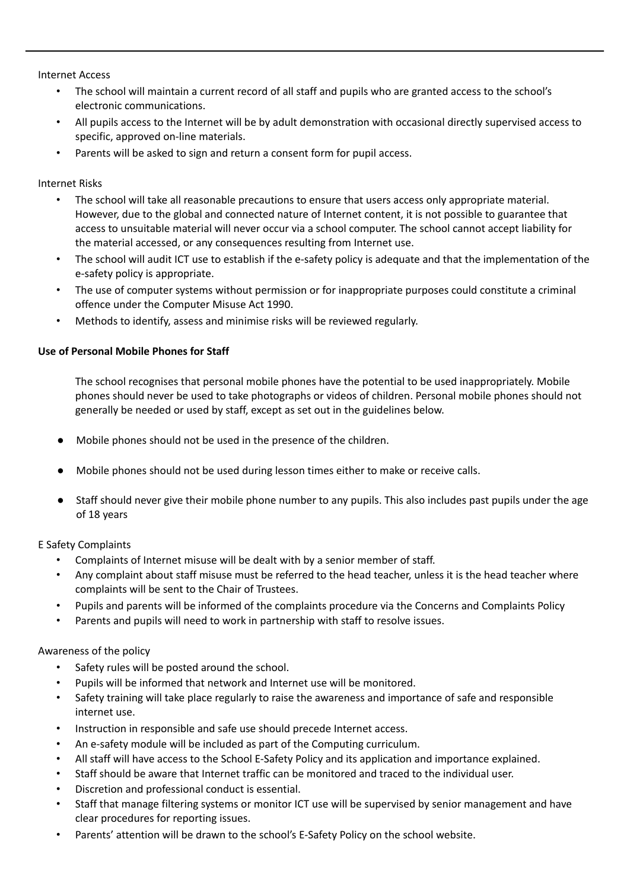Internet Access

- The school will maintain a current record of all staff and pupils who are granted access to the school's electronic communications.
- All pupils access to the Internet will be by adult demonstration with occasional directly supervised access to specific, approved on-line materials.
- Parents will be asked to sign and return a consent form for pupil access.

Internet Risks

- The school will take all reasonable precautions to ensure that users access only appropriate material. However, due to the global and connected nature of Internet content, it is not possible to guarantee that access to unsuitable material will never occur via a school computer. The school cannot accept liability for the material accessed, or any consequences resulting from Internet use.
- The school will audit ICT use to establish if the e-safety policy is adequate and that the implementation of the e-safety policy is appropriate.
- The use of computer systems without permission or for inappropriate purposes could constitute a criminal offence under the Computer Misuse Act 1990.
- Methods to identify, assess and minimise risks will be reviewed regularly.

**Use of Personal Mobile Phones for Staff**

The school recognises that personal mobile phones have the potential to be used inappropriately. Mobile phones should never be used to take photographs or videos of children. Personal mobile phones should not generally be needed or used by staff, except as set out in the guidelines below.

- Mobile phones should not be used in the presence of the children.
- Mobile phones should not be used during lesson times either to make or receive calls.
- Staff should never give their mobile phone number to any pupils. This also includes past pupils under the age of 18 years

E Safety Complaints

- Complaints of Internet misuse will be dealt with by a senior member of staff.
- Any complaint about staff misuse must be referred to the head teacher, unless it is the head teacher where complaints will be sent to the Chair of Trustees.
- Pupils and parents will be informed of the complaints procedure via the Concerns and Complaints Policy
- Parents and pupils will need to work in partnership with staff to resolve issues.

Awareness of the policy

- Safety rules will be posted around the school.
- Pupils will be informed that network and Internet use will be monitored.
- Safety training will take place regularly to raise the awareness and importance of safe and responsible internet use.
- Instruction in responsible and safe use should precede Internet access.
- An e-safety module will be included as part of the Computing curriculum.
- All staff will have access to the School E-Safety Policy and its application and importance explained.
- Staff should be aware that Internet traffic can be monitored and traced to the individual user.
- Discretion and professional conduct is essential.
- Staff that manage filtering systems or monitor ICT use will be supervised by senior management and have clear procedures for reporting issues.
- Parents' attention will be drawn to the school's E-Safety Policy on the school website.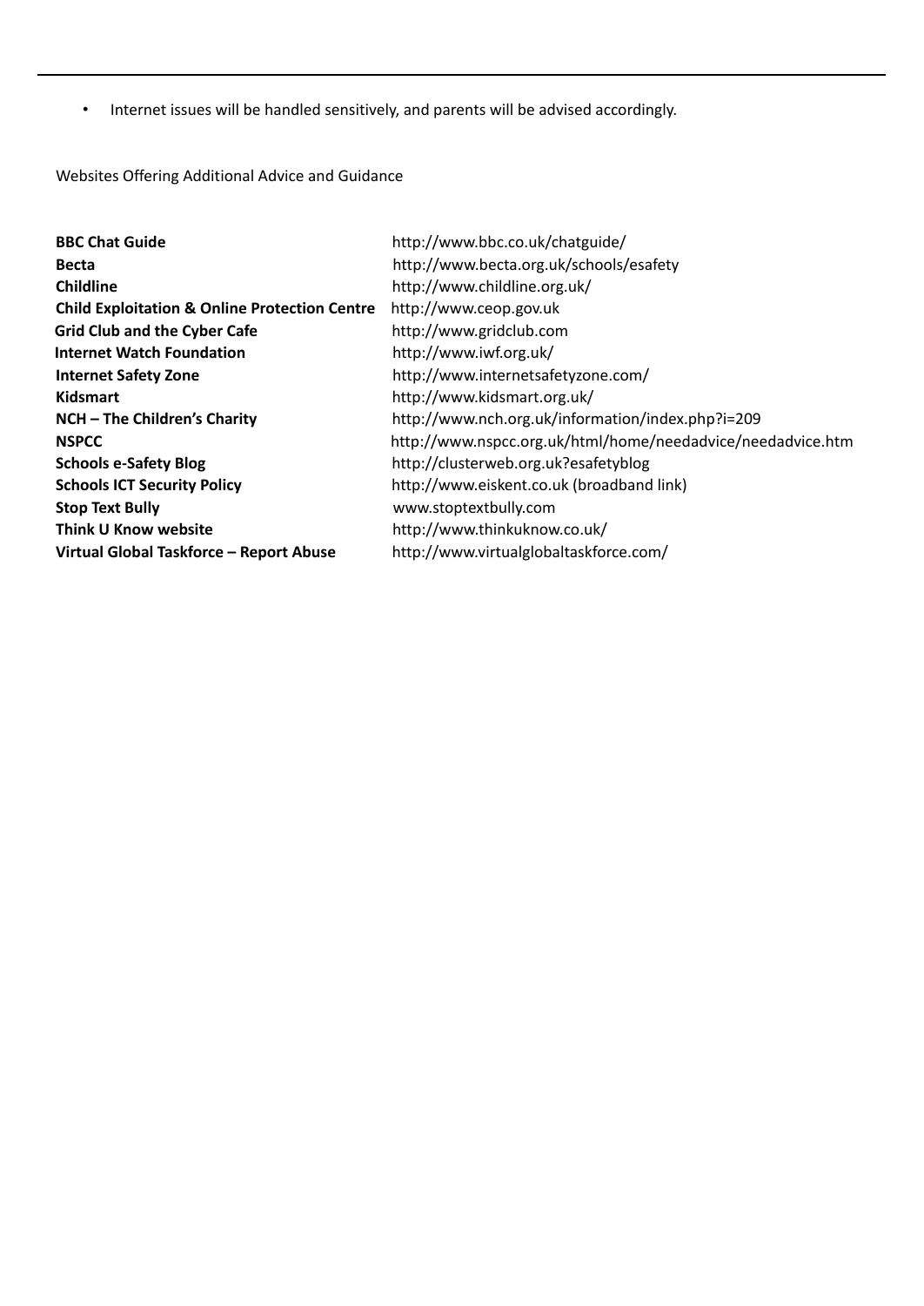- Internet issues will be handled sensitively, and parents will be advised accordingly.

Websites Offering Additional Advice and Guidance

| | |
|---|---|
| **BBC Chat Guide** | http://www.bbc.co.uk/chatguide/ |
| **Becta** | http://www.becta.org.uk/schools/esafety |
| **Childline** | http://www.childline.org.uk/ |
| **Child Exploitation & Online Protection Centre** | http://www.ceop.gov.uk |
| **Grid Club and the Cyber Cafe** | http://www.gridclub.com |
| **Internet Watch Foundation** | http://www.iwf.org.uk/ |
| **Internet Safety Zone** | http://www.internetsafetyzone.com/ |
| **Kidsmart** | http://www.kidsmart.org.uk/ |
| **NCH – The Children's Charity** | http://www.nch.org.uk/information/index.php?i=209 |
| **NSPCC** | http://www.nspcc.org.uk/html/home/needadvice/needadvice.htm |
| **Schools e-Safety Blog** | http://clusterweb.org.uk?esafetyblog |
| **Schools ICT Security Policy** | http://www.eiskent.co.uk (broadband link) |
| **Stop Text Bully** | www.stoptextbully.com |
| **Think U Know website** | http://www.thinkuknow.co.uk/ |
| **Virtual Global Taskforce – Report Abuse** | http://www.virtualglobaltaskforce.com/ |